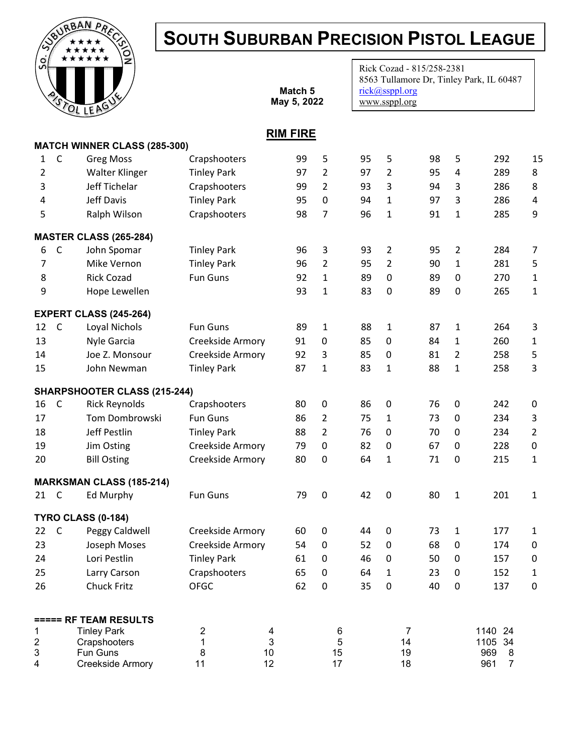# SOUTH SUBURBAN PRECISION PISTOL LEAGUE

**Match 5**
**May 5, 2022**

Rick Cozad - 815/258-2381
8563 Tullamore Dr, Tinley Park, IL 60487
rick@ssppl.org
www.ssppl.org

## RIM FIRE

**MATCH WINNER CLASS (285-300)**

| | | | | | | | | | | | |
|---|---|---|---|---|---|---|---|---|---|---|---|
| 1 | C | Greg Moss | Crapshooters | 99 | 5 | 95 | 5 | 98 | 5 | 292 | 15 |
| 2 | | Walter Klinger | Tinley Park | 97 | 2 | 97 | 2 | 95 | 4 | 289 | 8 |
| 3 | | Jeff Tichelar | Crapshooters | 99 | 2 | 93 | 3 | 94 | 3 | 286 | 8 |
| 4 | | Jeff Davis | Tinley Park | 95 | 0 | 94 | 1 | 97 | 3 | 286 | 4 |
| 5 | | Ralph Wilson | Crapshooters | 98 | 7 | 96 | 1 | 91 | 1 | 285 | 9 |

**MASTER CLASS (265-284)**

| | | | | | | | | | | | |
|---|---|---|---|---|---|---|---|---|---|---|---|
| 6 | C | John Spomar | Tinley Park | 96 | 3 | 93 | 2 | 95 | 2 | 284 | 7 |
| 7 | | Mike Vernon | Tinley Park | 96 | 2 | 95 | 2 | 90 | 1 | 281 | 5 |
| 8 | | Rick Cozad | Fun Guns | 92 | 1 | 89 | 0 | 89 | 0 | 270 | 1 |
| 9 | | Hope Lewellen | | 93 | 1 | 83 | 0 | 89 | 0 | 265 | 1 |

**EXPERT CLASS (245-264)**

| | | | | | | | | | | | |
|---|---|---|---|---|---|---|---|---|---|---|---|
| 12 | C | Loyal Nichols | Fun Guns | 89 | 1 | 88 | 1 | 87 | 1 | 264 | 3 |
| 13 | | Nyle Garcia | Creekside Armory | 91 | 0 | 85 | 0 | 84 | 1 | 260 | 1 |
| 14 | | Joe Z. Monsour | Creekside Armory | 92 | 3 | 85 | 0 | 81 | 2 | 258 | 5 |
| 15 | | John Newman | Tinley Park | 87 | 1 | 83 | 1 | 88 | 1 | 258 | 3 |

**SHARPSHOOTER CLASS (215-244)**

| | | | | | | | | | | | |
|---|---|---|---|---|---|---|---|---|---|---|---|
| 16 | C | Rick Reynolds | Crapshooters | 80 | 0 | 86 | 0 | 76 | 0 | 242 | 0 |
| 17 | | Tom Dombrowski | Fun Guns | 86 | 2 | 75 | 1 | 73 | 0 | 234 | 3 |
| 18 | | Jeff Pestlin | Tinley Park | 88 | 2 | 76 | 0 | 70 | 0 | 234 | 2 |
| 19 | | Jim Osting | Creekside Armory | 79 | 0 | 82 | 0 | 67 | 0 | 228 | 0 |
| 20 | | Bill Osting | Creekside Armory | 80 | 0 | 64 | 1 | 71 | 0 | 215 | 1 |

**MARKSMAN CLASS (185-214)**

| | | | | | | | | | | | |
|---|---|---|---|---|---|---|---|---|---|---|---|
| 21 | C | Ed Murphy | Fun Guns | 79 | 0 | 42 | 0 | 80 | 1 | 201 | 1 |

**TYRO CLASS (0-184)**

| | | | | | | | | | | | |
|---|---|---|---|---|---|---|---|---|---|---|---|
| 22 | C | Peggy Caldwell | Creekside Armory | 60 | 0 | 44 | 0 | 73 | 1 | 177 | 1 |
| 23 | | Joseph Moses | Creekside Armory | 54 | 0 | 52 | 0 | 68 | 0 | 174 | 0 |
| 24 | | Lori Pestlin | Tinley Park | 61 | 0 | 46 | 0 | 50 | 0 | 157 | 0 |
| 25 | | Larry Carson | Crapshooters | 65 | 0 | 64 | 1 | 23 | 0 | 152 | 1 |
| 26 | | Chuck Fritz | OFGC | 62 | 0 | 35 | 0 | 40 | 0 | 137 | 0 |

**===== RF TEAM RESULTS**

| | | | | | | | |
|---|---|---|---|---|---|---|---|
| 1 | Tinley Park | 2 | 4 | 6 | 7 | 1140 | 24 |
| 2 | Crapshooters | 1 | 3 | 5 | 14 | 1105 | 34 |
| 3 | Fun Guns | 8 | 10 | 15 | 19 | 969 | 8 |
| 4 | Creekside Armory | 11 | 12 | 17 | 18 | 961 | 7 |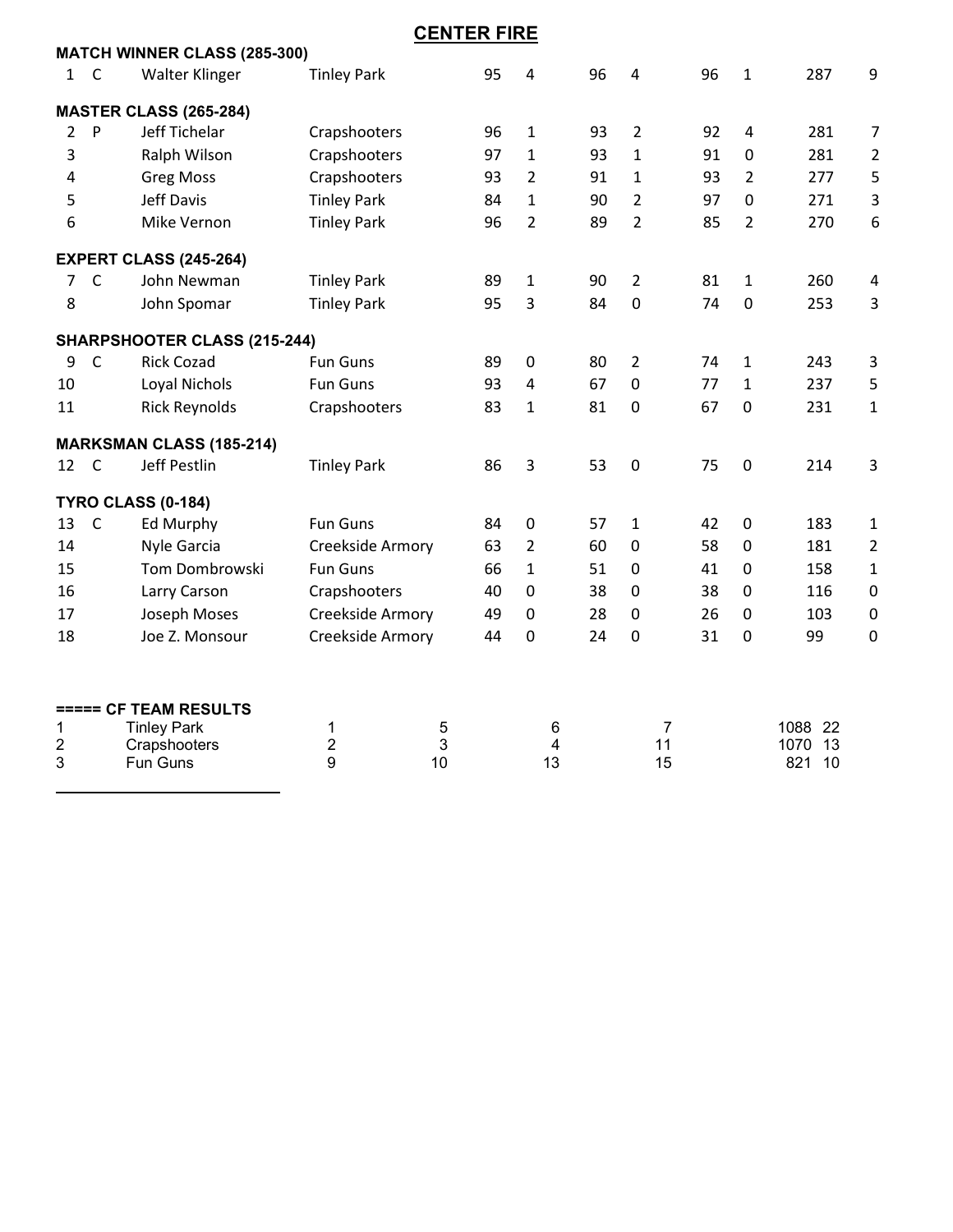# CENTER FIRE

**MATCH WINNER CLASS (285-300)**

| | | | | | | | | | | | |
|---|---|---|---|---|---|---|---|---|---|---|---|
| 1 | C | Walter Klinger | Tinley Park | 95 | 4 | 96 | 4 | 96 | 1 | 287 | 9 |

**MASTER CLASS (265-284)**

| | | | | | | | | | | | |
|---|---|---|---|---|---|---|---|---|---|---|---|
| 2 | P | Jeff Tichelar | Crapshooters | 96 | 1 | 93 | 2 | 92 | 4 | 281 | 7 |
| 3 | | Ralph Wilson | Crapshooters | 97 | 1 | 93 | 1 | 91 | 0 | 281 | 2 |
| 4 | | Greg Moss | Crapshooters | 93 | 2 | 91 | 1 | 93 | 2 | 277 | 5 |
| 5 | | Jeff Davis | Tinley Park | 84 | 1 | 90 | 2 | 97 | 0 | 271 | 3 |
| 6 | | Mike Vernon | Tinley Park | 96 | 2 | 89 | 2 | 85 | 2 | 270 | 6 |

**EXPERT CLASS (245-264)**

| | | | | | | | | | | | |
|---|---|---|---|---|---|---|---|---|---|---|---|
| 7 | C | John Newman | Tinley Park | 89 | 1 | 90 | 2 | 81 | 1 | 260 | 4 |
| 8 | | John Spomar | Tinley Park | 95 | 3 | 84 | 0 | 74 | 0 | 253 | 3 |

**SHARPSHOOTER CLASS (215-244)**

| | | | | | | | | | | | |
|---|---|---|---|---|---|---|---|---|---|---|---|
| 9 | C | Rick Cozad | Fun Guns | 89 | 0 | 80 | 2 | 74 | 1 | 243 | 3 |
| 10 | | Loyal Nichols | Fun Guns | 93 | 4 | 67 | 0 | 77 | 1 | 237 | 5 |
| 11 | | Rick Reynolds | Crapshooters | 83 | 1 | 81 | 0 | 67 | 0 | 231 | 1 |

**MARKSMAN CLASS (185-214)**

| | | | | | | | | | | | |
|---|---|---|---|---|---|---|---|---|---|---|---|
| 12 | C | Jeff Pestlin | Tinley Park | 86 | 3 | 53 | 0 | 75 | 0 | 214 | 3 |

**TYRO CLASS (0-184)**

| | | | | | | | | | | | |
|---|---|---|---|---|---|---|---|---|---|---|---|
| 13 | C | Ed Murphy | Fun Guns | 84 | 0 | 57 | 1 | 42 | 0 | 183 | 1 |
| 14 | | Nyle Garcia | Creekside Armory | 63 | 2 | 60 | 0 | 58 | 0 | 181 | 2 |
| 15 | | Tom Dombrowski | Fun Guns | 66 | 1 | 51 | 0 | 41 | 0 | 158 | 1 |
| 16 | | Larry Carson | Crapshooters | 40 | 0 | 38 | 0 | 38 | 0 | 116 | 0 |
| 17 | | Joseph Moses | Creekside Armory | 49 | 0 | 28 | 0 | 26 | 0 | 103 | 0 |
| 18 | | Joe Z. Monsour | Creekside Armory | 44 | 0 | 24 | 0 | 31 | 0 | 99 | 0 |

**===== CF TEAM RESULTS**

| | | | | | | | |
|---|---|---|---|---|---|---|---|
| 1 | Tinley Park | 1 | 5 | 6 | 7 | 1088 | 22 |
| 2 | Crapshooters | 2 | 3 | 4 | 11 | 1070 | 13 |
| 3 | Fun Guns | 9 | 10 | 13 | 15 | 821 | 10 |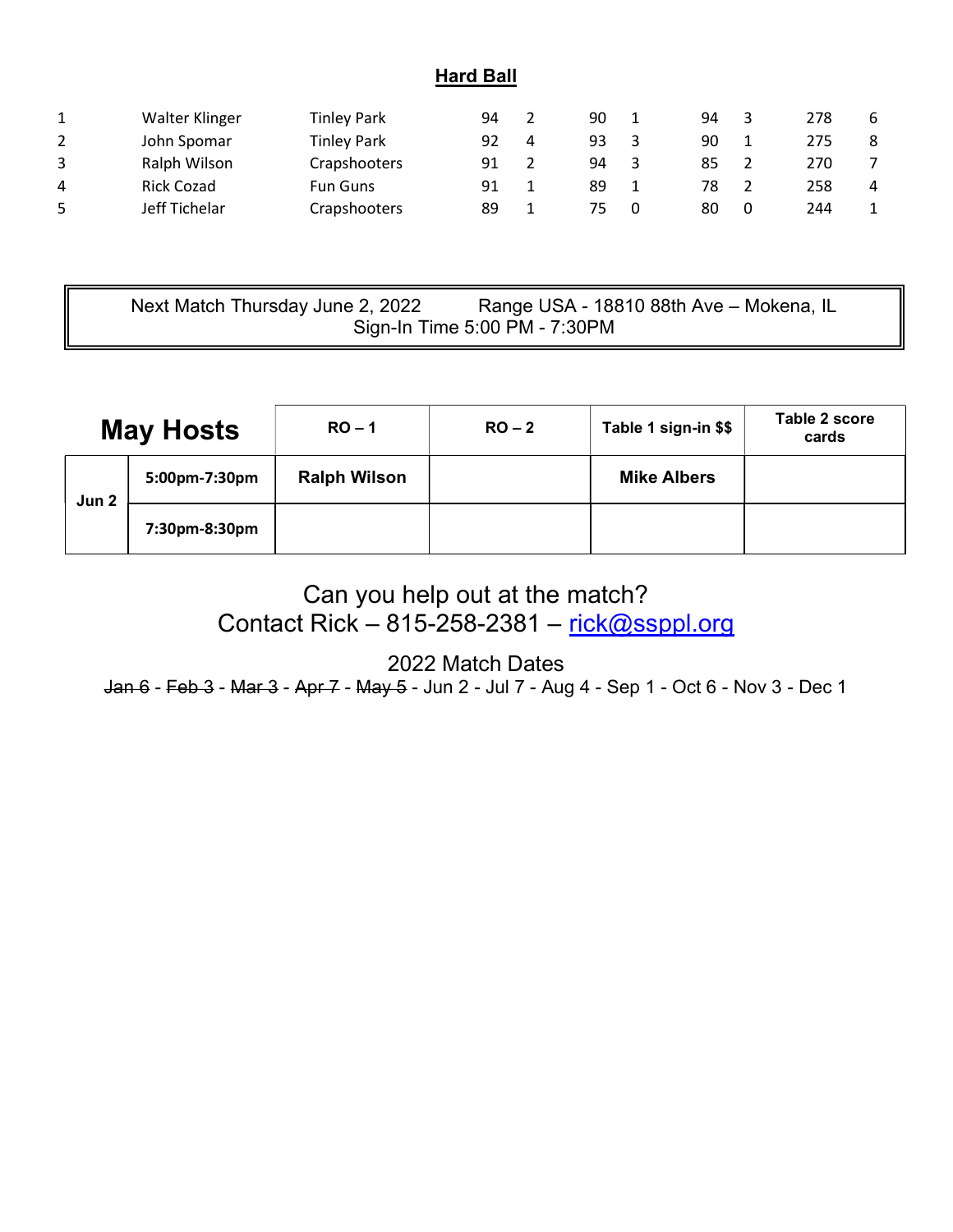## Hard Ball

| | | | | | | | | | | |
|---|---|---|---|---|---|---|---|---|---|---|
| 1 | Walter Klinger | Tinley Park | 94 | 2 | 90 | 1 | 94 | 3 | 278 | 6 |
| 2 | John Spomar | Tinley Park | 92 | 4 | 93 | 3 | 90 | 1 | 275 | 8 |
| 3 | Ralph Wilson | Crapshooters | 91 | 2 | 94 | 3 | 85 | 2 | 270 | 7 |
| 4 | Rick Cozad | Fun Guns | 91 | 1 | 89 | 1 | 78 | 2 | 258 | 4 |
| 5 | Jeff Tichelar | Crapshooters | 89 | 1 | 75 | 0 | 80 | 0 | 244 | 1 |

Next Match Thursday June 2, 2022 Range USA - 18810 88th Ave – Mokena, IL
Sign-In Time 5:00 PM - 7:30PM

| May Hosts | | RO – 1 | RO – 2 | Table 1 sign-in $$ | Table 2 score cards |
|---|---|---|---|---|---|
| Jun 2 | 5:00pm-7:30pm | **Ralph Wilson** | | **Mike Albers** | |
| | 7:30pm-8:30pm | | | | |

Can you help out at the match?
Contact Rick – 815-258-2381 – rick@ssppl.org

2022 Match Dates
~~Jan 6~~ - ~~Feb 3~~ - ~~Mar 3~~ - ~~Apr 7~~ - ~~May 5~~ - Jun 2 - Jul 7 - Aug 4 - Sep 1 - Oct 6 - Nov 3 - Dec 1